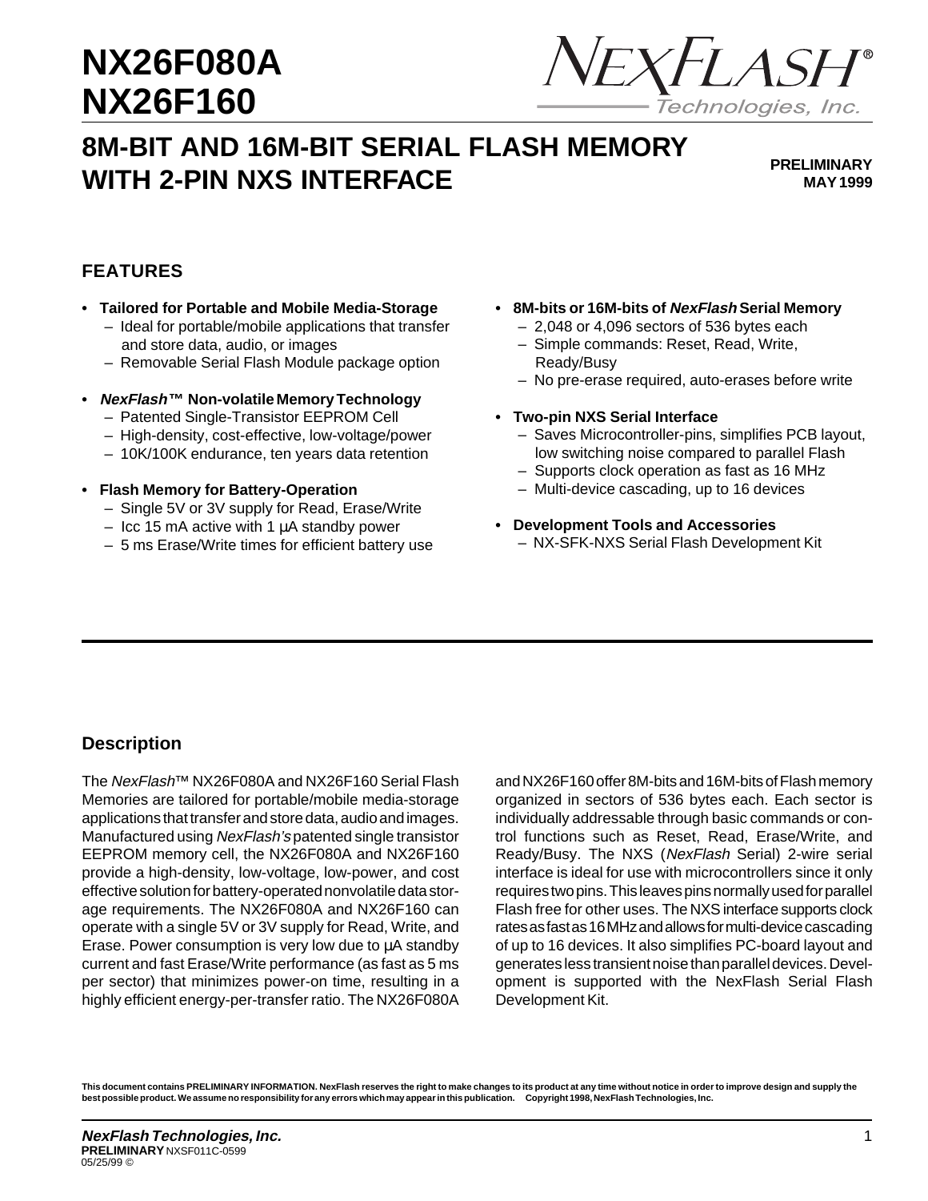# NX26F080A
# NX26F160

NEXFLASH® Technologies, Inc.

## 8M-BIT AND 16M-BIT SERIAL FLASH MEMORY WITH 2-PIN NXS INTERFACE

**PRELIMINARY**
**MAY 1999**

## FEATURES

- **Tailored for Portable and Mobile Media-Storage**
  - Ideal for portable/mobile applications that transfer and store data, audio, or images
  - Removable Serial Flash Module package option
- ***NexFlash*™ Non-volatile Memory Technology**
  - Patented Single-Transistor EEPROM Cell
  - High-density, cost-effective, low-voltage/power
  - 10K/100K endurance, ten years data retention
- **Flash Memory for Battery-Operation**
  - Single 5V or 3V supply for Read, Erase/Write
  - Icc 15 mA active with 1 µA standby power
  - 5 ms Erase/Write times for efficient battery use
- **8M-bits or 16M-bits of *NexFlash* Serial Memory**
  - 2,048 or 4,096 sectors of 536 bytes each
  - Simple commands: Reset, Read, Write, Ready/Busy
  - No pre-erase required, auto-erases before write
- **Two-pin NXS Serial Interface**
  - Saves Microcontroller-pins, simplifies PCB layout, low switching noise compared to parallel Flash
  - Supports clock operation as fast as 16 MHz
  - Multi-device cascading, up to 16 devices
- **Development Tools and Accessories**
  - NX-SFK-NXS Serial Flash Development Kit

## Description

The *NexFlash*™ NX26F080A and NX26F160 Serial Flash Memories are tailored for portable/mobile media-storage applications that transfer and store data, audio and images. Manufactured using *NexFlash's* patented single transistor EEPROM memory cell, the NX26F080A and NX26F160 provide a high-density, low-voltage, low-power, and cost effective solution for battery-operated nonvolatile data storage requirements. The NX26F080A and NX26F160 can operate with a single 5V or 3V supply for Read, Write, and Erase. Power consumption is very low due to µA standby current and fast Erase/Write performance (as fast as 5 ms per sector) that minimizes power-on time, resulting in a highly efficient energy-per-transfer ratio. The NX26F080A and NX26F160 offer 8M-bits and 16M-bits of Flash memory organized in sectors of 536 bytes each. Each sector is individually addressable through basic commands or control functions such as Reset, Read, Erase/Write, and Ready/Busy. The NXS (*NexFlash* Serial) 2-wire serial interface is ideal for use with microcontrollers since it only requires two pins. This leaves pins normally used for parallel Flash free for other uses. The NXS interface supports clock rates as fast as 16 MHz and allows for multi-device cascading of up to 16 devices. It also simplifies PC-board layout and generates less transient noise than parallel devices. Development is supported with the NexFlash Serial Flash Development Kit.

**This document contains PRELIMINARY INFORMATION. NexFlash reserves the right to make changes to its product at any time without notice in order to improve design and supply the best possible product. We assume no responsibility for any errors which may appear in this publication. Copyright 1998, NexFlash Technologies, Inc.**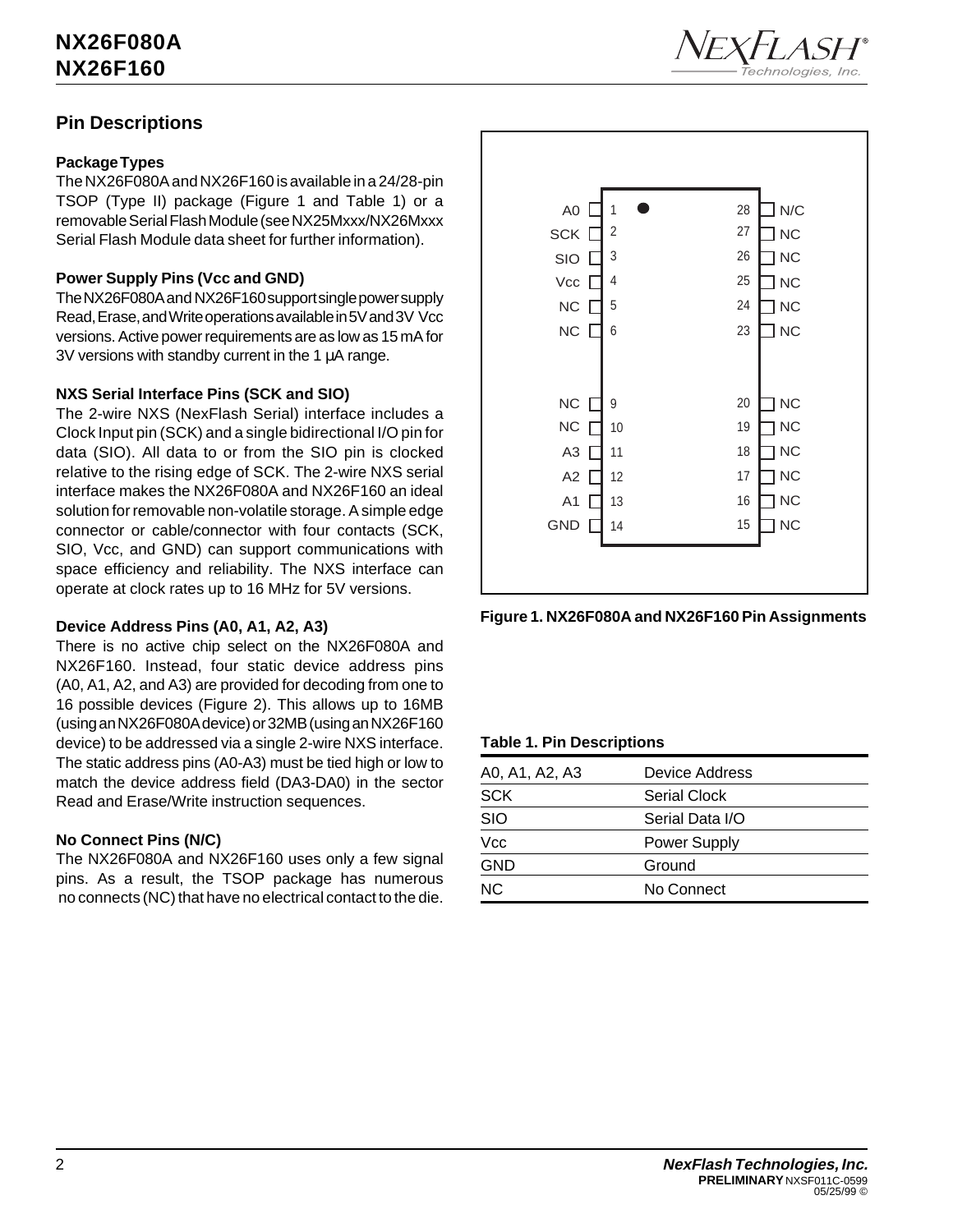## Pin Descriptions

### Package Types

The NX26F080A and NX26F160 is available in a 24/28-pin TSOP (Type II) package (Figure 1 and Table 1) or a removable Serial Flash Module (see NX25Mxxx/NX26Mxxx Serial Flash Module data sheet for further information).

### Power Supply Pins (Vcc and GND)

The NX26F080A and NX26F160 support single power supply Read, Erase, and Write operations available in 5V and 3V Vcc versions. Active power requirements are as low as 15 mA for 3V versions with standby current in the 1 µA range.

### NXS Serial Interface Pins (SCK and SIO)

The 2-wire NXS (NexFlash Serial) interface includes a Clock Input pin (SCK) and a single bidirectional I/O pin for data (SIO). All data to or from the SIO pin is clocked relative to the rising edge of SCK. The 2-wire NXS serial interface makes the NX26F080A and NX26F160 an ideal solution for removable non-volatile storage. A simple edge connector or cable/connector with four contacts (SCK, SIO, Vcc, and GND) can support communications with space efficiency and reliability. The NXS interface can operate at clock rates up to 16 MHz for 5V versions.

### Device Address Pins (A0, A1, A2, A3)

There is no active chip select on the NX26F080A and NX26F160. Instead, four static device address pins (A0, A1, A2, and A3) are provided for decoding from one to 16 possible devices (Figure 2). This allows up to 16MB (using an NX26F080A device) or 32MB (using an NX26F160 device) to be addressed via a single 2-wire NXS interface. The static address pins (A0-A3) must be tied high or low to match the device address field (DA3-DA0) in the sector Read and Erase/Write instruction sequences.

### No Connect Pins (N/C)

The NX26F080A and NX26F160 uses only a few signal pins. As a result, the TSOP package has numerous no connects (NC) that have no electrical contact to the die.

| Pin | Name | Pin | Name |
|---|---|---|---|
| 1 | A0 | 28 | N/C |
| 2 | SCK | 27 | NC |
| 3 | SIO | 26 | NC |
| 4 | Vcc | 25 | NC |
| 5 | NC | 24 | NC |
| 6 | NC | 23 | NC |
| 9 | NC | 20 | NC |
| 10 | NC | 19 | NC |
| 11 | A3 | 18 | NC |
| 12 | A2 | 17 | NC |
| 13 | A1 | 16 | NC |
| 14 | GND | 15 | NC |

**Figure 1. NX26F080A and NX26F160 Pin Assignments**

**Table 1. Pin Descriptions**

| | |
|---|---|
| A0, A1, A2, A3 | Device Address |
| SCK | Serial Clock |
| SIO | Serial Data I/O |
| Vcc | Power Supply |
| GND | Ground |
| NC | No Connect |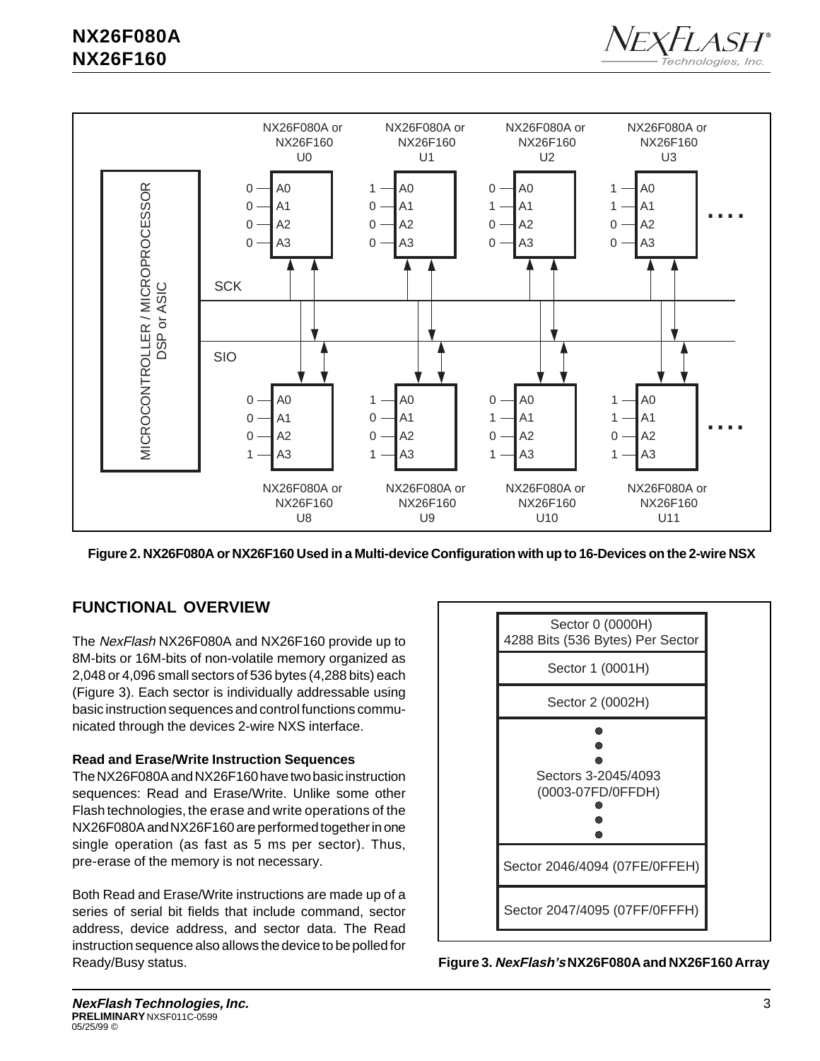Figure 2. NX26F080A or NX26F160 Used in a Multi-device Configuration with up to 16-Devices on the 2-wire NSX

## FUNCTIONAL OVERVIEW

The *NexFlash* NX26F080A and NX26F160 provide up to 8M-bits or 16M-bits of non-volatile memory organized as 2,048 or 4,096 small sectors of 536 bytes (4,288 bits) each (Figure 3). Each sector is individually addressable using basic instruction sequences and control functions communicated through the devices 2-wire NXS interface.

### Read and Erase/Write Instruction Sequences

The NX26F080A and NX26F160 have two basic instruction sequences: Read and Erase/Write. Unlike some other Flash technologies, the erase and write operations of the NX26F080A and NX26F160 are performed together in one single operation (as fast as 5 ms per sector). Thus, pre-erase of the memory is not necessary.

Both Read and Erase/Write instructions are made up of a series of serial bit fields that include command, sector address, device address, and sector data. The Read instruction sequence also allows the device to be polled for Ready/Busy status.

| Sector 0 (0000H) 4288 Bits (536 Bytes) Per Sector |
|---|
| Sector 1 (0001H) |
| Sector 2 (0002H) |
| Sectors 3-2045/4093 (0003-07FD/0FFDH) |
| Sector 2046/4094 (07FE/0FFEH) |
| Sector 2047/4095 (07FF/0FFFH) |

**Figure 3. *NexFlash's* NX26F080A and NX26F160 Array**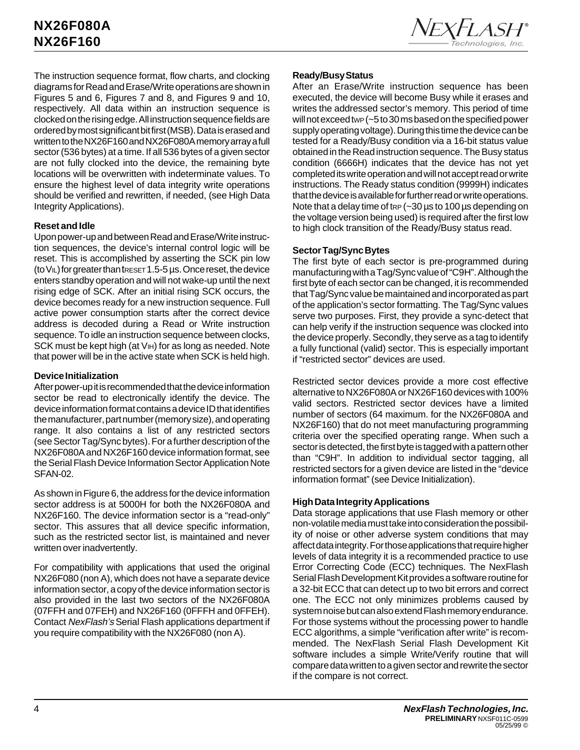The instruction sequence format, flow charts, and clocking diagrams for Read and Erase/Write operations are shown in Figures 5 and 6, Figures 7 and 8, and Figures 9 and 10, respectively. All data within an instruction sequence is clocked on the rising edge. All instruction sequence fields are ordered by most significant bit first (MSB). Data is erased and written to the NX26F160 and NX26F080A memory array a full sector (536 bytes) at a time. If all 536 bytes of a given sector are not fully clocked into the device, the remaining byte locations will be overwritten with indeterminate values. To ensure the highest level of data integrity write operations should be verified and rewritten, if needed, (see High Data Integrity Applications).

**Reset and Idle**

Upon power-up and between Read and Erase/Write instruction sequences, the device's internal control logic will be reset. This is accomplished by asserting the SCK pin low (to $V_{IL}$) for greater than $t_{RESET}$ 1.5-5 µs. Once reset, the device enters standby operation and will not wake-up until the next rising edge of SCK. After an initial rising SCK occurs, the device becomes ready for a new instruction sequence. Full active power consumption starts after the correct device address is decoded during a Read or Write instruction sequence. To idle an instruction sequence between clocks, SCK must be kept high (at $V_{IH}$) for as long as needed. Note that power will be in the active state when SCK is held high.

**Device Initialization**

After power-up it is recommended that the device information sector be read to electronically identify the device. The device information format contains a device ID that identifies the manufacturer, part number (memory size), and operating range. It also contains a list of any restricted sectors (see Sector Tag/Sync bytes). For a further description of the NX26F080A and NX26F160 device information format, see the Serial Flash Device Information Sector Application Note SFAN-02.

As shown in Figure 6, the address for the device information sector address is at 5000H for both the NX26F080A and NX26F160. The device information sector is a "read-only" sector. This assures that all device specific information, such as the restricted sector list, is maintained and never written over inadvertently.

For compatibility with applications that used the original NX26F080 (non A), which does not have a separate device information sector, a copy of the device information sector is also provided in the last two sectors of the NX26F080A (07FFH and 07FEH) and NX26F160 (0FFFH and 0FFEH). Contact *NexFlash's* Serial Flash applications department if you require compatibility with the NX26F080 (non A).

**Ready/Busy Status**

After an Erase/Write instruction sequence has been executed, the device will become Busy while it erases and writes the addressed sector's memory. This period of time will not exceed $t_{WP}$ (~5 to 30 ms based on the specified power supply operating voltage). During this time the device can be tested for a Ready/Busy condition via a 16-bit status value obtained in the Read instruction sequence. The Busy status condition (6666H) indicates that the device has not yet completed its write operation and will not accept read or write instructions. The Ready status condition (9999H) indicates that the device is available for further read or write operations. Note that a delay time of $t_{RP}$ (~30 µs to 100 µs depending on the voltage version being used) is required after the first low to high clock transition of the Ready/Busy status read.

**Sector Tag/Sync Bytes**

The first byte of each sector is pre-programmed during manufacturing with a Tag/Sync value of "C9H". Although the first byte of each sector can be changed, it is recommended that Tag/Sync value be maintained and incorporated as part of the application's sector formatting. The Tag/Sync values serve two purposes. First, they provide a sync-detect that can help verify if the instruction sequence was clocked into the device properly. Secondly, they serve as a tag to identify a fully functional (valid) sector. This is especially important if "restricted sector" devices are used.

Restricted sector devices provide a more cost effective alternative to NX26F080A or NX26F160 devices with 100% valid sectors. Restricted sector devices have a limited number of sectors (64 maximum. for the NX26F080A and NX26F160) that do not meet manufacturing programming criteria over the specified operating range. When such a sector is detected, the first byte is tagged with a pattern other than "C9H". In addition to individual sector tagging, all restricted sectors for a given device are listed in the "device information format" (see Device Initialization).

**High Data Integrity Applications**

Data storage applications that use Flash memory or other non-volatile media must take into consideration the possibility of noise or other adverse system conditions that may affect data integrity. For those applications that require higher levels of data integrity it is a recommended practice to use Error Correcting Code (ECC) techniques. The NexFlash Serial Flash Development Kit provides a software routine for a 32-bit ECC that can detect up to two bit errors and correct one. The ECC not only minimizes problems caused by system noise but can also extend Flash memory endurance. For those systems without the processing power to handle ECC algorithms, a simple "verification after write" is recommended. The NexFlash Serial Flash Development Kit software includes a simple Write/Verify routine that will compare data written to a given sector and rewrite the sector if the compare is not correct.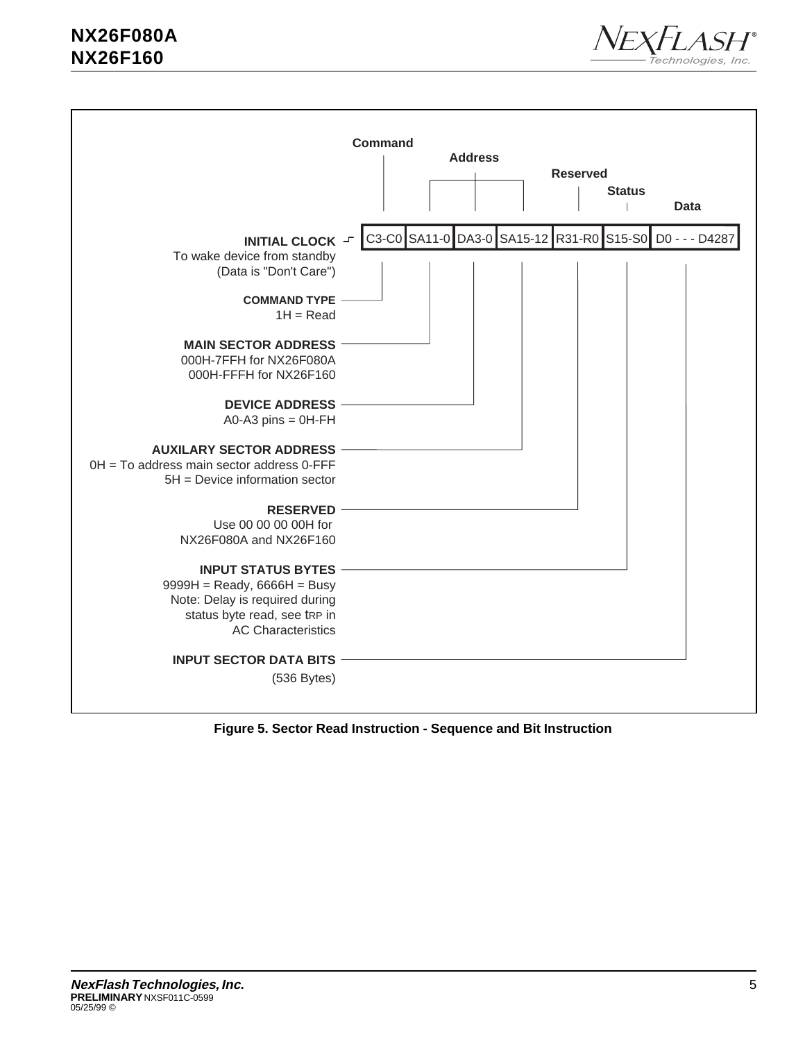| Command | Address | | | Reserved | Status | Data |
|---|---|---|---|---|---|---|
| C3-C0 | SA11-0 | DA3-0 | SA15-12 | R31-R0 | S15-S0 | D0 - - - D4287 |

**INITIAL CLOCK**
To wake device from standby
(Data is "Don't Care")

**COMMAND TYPE**
1H = Read

**MAIN SECTOR ADDRESS**
000H-7FFH for NX26F080A
000H-FFFH for NX26F160

**DEVICE ADDRESS**
A0-A3 pins = 0H-FH

**AUXILARY SECTOR ADDRESS**
0H = To address main sector address 0-FFF
5H = Device information sector

**RESERVED**
Use 00 00 00 00H for
NX26F080A and NX26F160

**INPUT STATUS BYTES**
9999H = Ready, 6666H = Busy
Note: Delay is required during status byte read, see $t_{RP}$ in AC Characteristics

**INPUT SECTOR DATA BITS**
(536 Bytes)

**Figure 5. Sector Read Instruction - Sequence and Bit Instruction**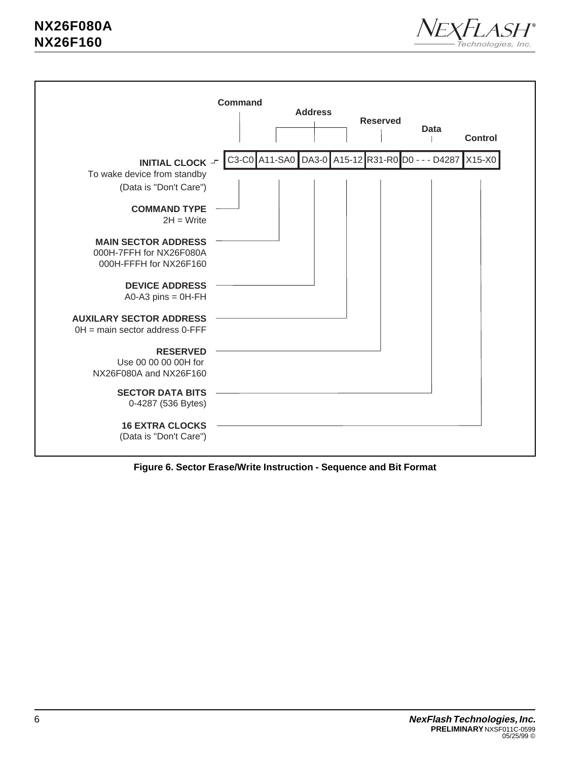Command | Address | Reserved | Data | Control

| C3-C0 | A11-SA0 | DA3-0 | A15-12 | R31-R0 | D0 - - - D4287 | X15-X0 |
|---|---|---|---|---|---|---|

**INITIAL CLOCK**
To wake device from standby
(Data is "Don't Care")

**COMMAND TYPE**
2H = Write

**MAIN SECTOR ADDRESS**
000H-7FFFH for NX26F080A
000H-FFFH for NX26F160

**DEVICE ADDRESS**
A0-A3 pins = 0H-FH

**AUXILARY SECTOR ADDRESS**
0H = main sector address 0-FFF

**RESERVED**
Use 00 00 00 00H for
NX26F080A and NX26F160

**SECTOR DATA BITS**
0-4287 (536 Bytes)

**16 EXTRA CLOCKS**
(Data is "Don't Care")

**Figure 6. Sector Erase/Write Instruction - Sequence and Bit Format**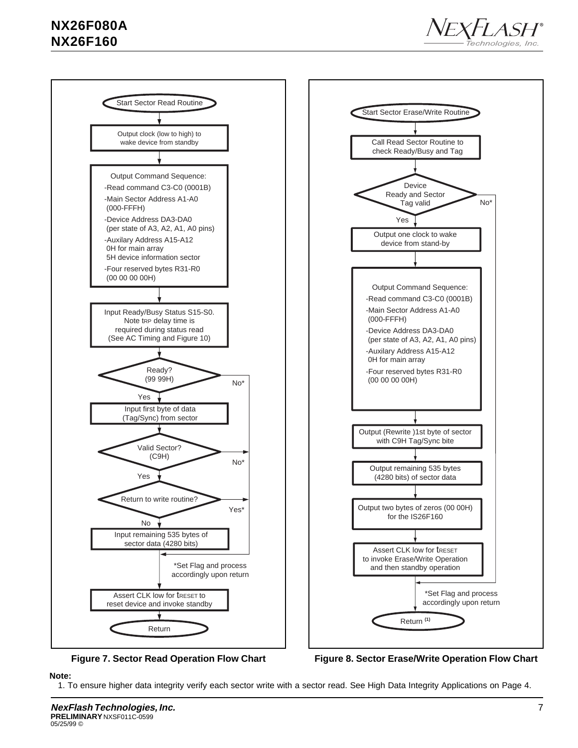**Start Sector Read Routine**

Output clock (low to high) to wake device from standby

Output Command Sequence:
- Read command C3-C0 (0001B)
- Main Sector Address A1-A0 (000-FFFH)
- Device Address DA3-DA0 (per state of A3, A2, A1, A0 pins)
- Auxilary Address A15-A12
  0H for main array
  5H device information sector
- Four reserved bytes R31-R0 (00 00 00 00H)

Input Ready/Busy Status S15-S0. Note $t_{RP}$ delay time is required during status read (See AC Timing and Figure 10)

Ready? (99 99H) — No* / Yes

Input first byte of data (Tag/Sync) from sector

Valid Sector? (C9H) — No* / Yes

Return to write routine? — Yes* / No

Input remaining 535 bytes of sector data (4280 bits)

*Set Flag and process accordingly upon return

Assert CLK low for $t_{RESET}$ to reset device and invoke standby

Return

**Figure 7. Sector Read Operation Flow Chart**

**Start Sector Erase/Write Routine**

Call Read Sector Routine to check Ready/Busy and Tag

Device Ready and Sector Tag valid — No* / Yes

Output one clock to wake device from stand-by

Output Command Sequence:
- Read command C3-C0 (0001B)
- Main Sector Address A1-A0 (000-FFFH)
- Device Address DA3-DA0 (per state of A3, A2, A1, A0 pins)
- Auxilary Address A15-A12
  0H for main array
- Four reserved bytes R31-R0 (00 00 00 00H)

Output (Rewrite )1st byte of sector with C9H Tag/Sync bite

Output remaining 535 bytes (4280 bits) of sector data

Output two bytes of zeros (00 00H) for the IS26F160

Assert CLK low for $t_{RESET}$ to invoke Erase/Write Operation and then standby operation

*Set Flag and process accordingly upon return

Return [1]

**Figure 8. Sector Erase/Write Operation Flow Chart**

**Note:**
1. To ensure higher data integrity verify each sector write with a sector read. See High Data Integrity Applications on Page 4.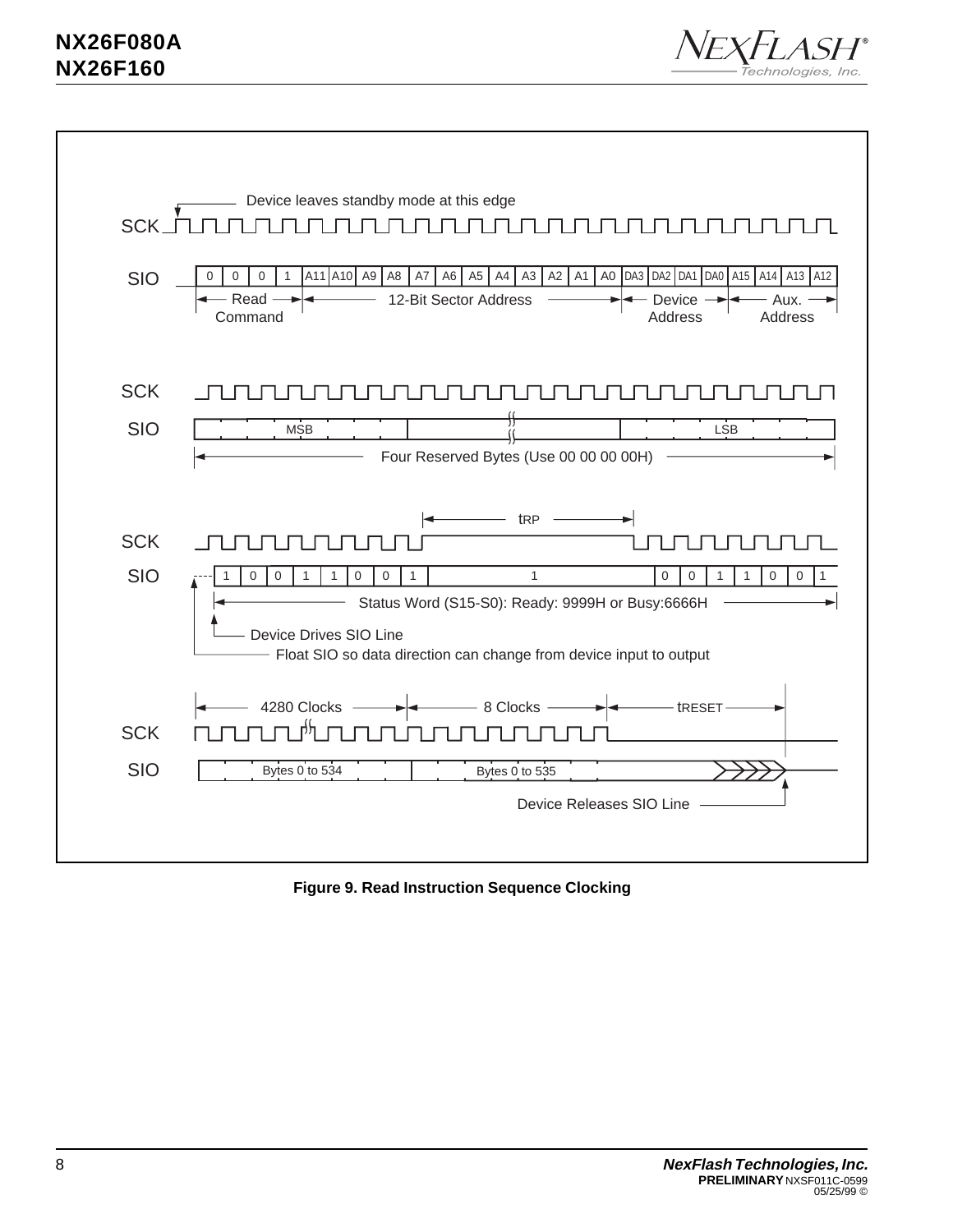Device leaves standby mode at this edge

SCK

SIO

| 0 | 0 | 0 | 1 | A11 | A10 | A9 | A8 | A7 | A6 | A5 | A4 | A3 | A2 | A1 | A0 | DA3 | DA2 | DA1 | DA0 | A15 | A14 | A13 | A12 |
|---|---|---|---|---|---|---|---|---|---|---|---|---|---|---|---|---|---|---|---|---|---|---|---|

Read Command — 12-Bit Sector Address — Device Address — Aux. Address

SCK

SIO: MSB ... LSB

Four Reserved Bytes (Use 00 00 00 00H)

tRP

SCK

SIO

| 1 | 0 | 0 | 1 | 1 | 0 | 0 | 1 | 1 | 0 | 0 | 1 | 1 | 0 | 0 | 1 |
|---|---|---|---|---|---|---|---|---|---|---|---|---|---|---|---|

Status Word (S15-S0): Ready: 9999H or Busy:6666H

Device Drives SIO Line

Float SIO so data direction can change from device input to output

4280 Clocks — 8 Clocks — tRESET

SCK

SIO: Bytes 0 to 534 — Bytes 0 to 535

Device Releases SIO Line

**Figure 9. Read Instruction Sequence Clocking**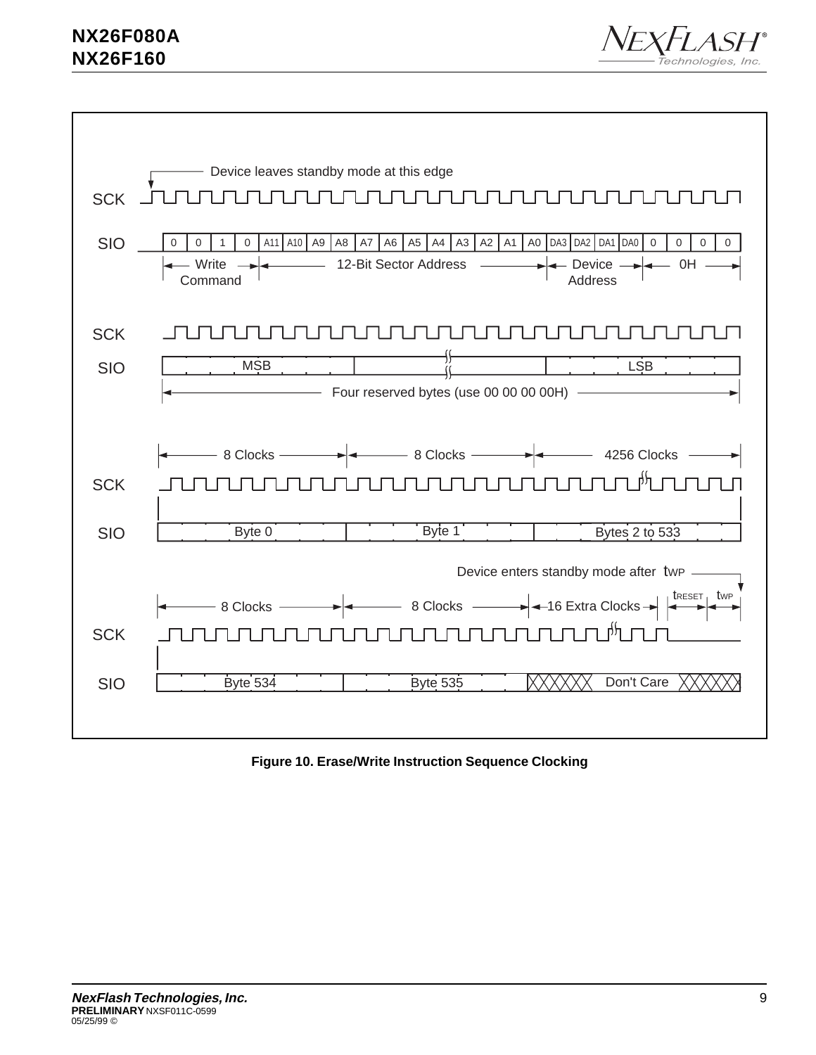Device leaves standby mode at this edge

SCK

| SIO | 0 | 0 | 1 | 0 | A11 | A10 | A9 | A8 | A7 | A6 | A5 | A4 | A3 | A2 | A1 | A0 | DA3 | DA2 | DA1 | DA0 | 0 | 0 | 0 | 0 |
|---|---|---|---|---|---|---|---|---|---|---|---|---|---|---|---|---|---|---|---|---|---|---|---|---|

Write Command — 12-Bit Sector Address — Device Address — 0H

SCK

SIO: MSB ... LSB

Four reserved bytes (use 00 00 00 00H)

8 Clocks — 8 Clocks — 4256 Clocks

SCK

SIO: Byte 0 — Byte 1 — Bytes 2 to 533

Device enters standby mode after $t_{WP}$

8 Clocks — 8 Clocks — 16 Extra Clocks — $t_{RESET}$ — $t_{WP}$

SCK

SIO: Byte 534 — Byte 535 — Don't Care

**Figure 10. Erase/Write Instruction Sequence Clocking**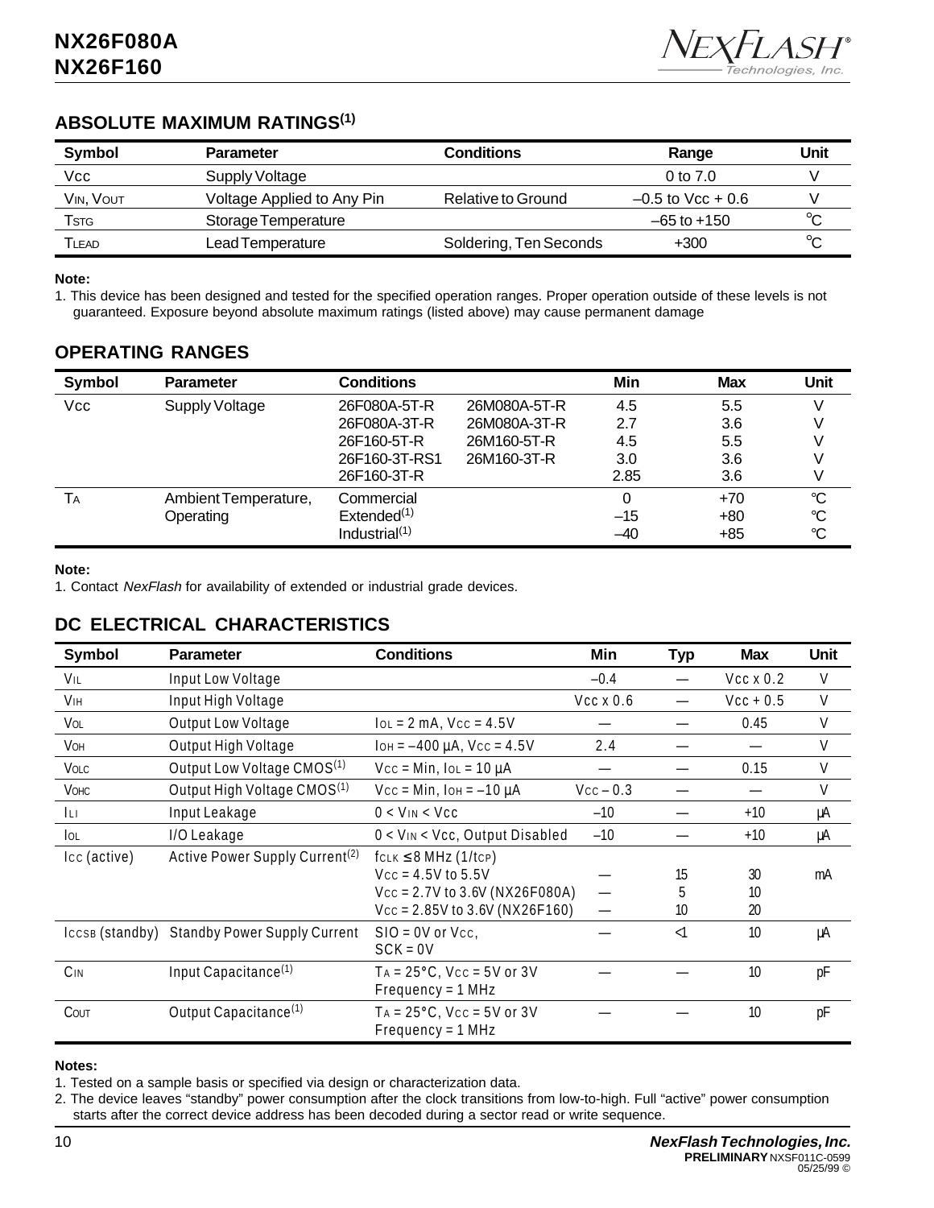## ABSOLUTE MAXIMUM RATINGS[1]

| Symbol | Parameter | Conditions | Range | Unit |
|---|---|---|---|---|
| Vcc | Supply Voltage | | 0 to 7.0 | V |
| $V_{IN}$, $V_{OUT}$ | Voltage Applied to Any Pin | Relative to Ground | –0.5 to Vcc + 0.6 | V |
| $T_{STG}$ | Storage Temperature | | –65 to +150 | °C |
| $T_{LEAD}$ | Lead Temperature | Soldering, Ten Seconds | +300 | °C |

**Note:**

1. This device has been designed and tested for the specified operation ranges. Proper operation outside of these levels is not guaranteed. Exposure beyond absolute maximum ratings (listed above) may cause permanent damage

## OPERATING RANGES

| Symbol | Parameter | Conditions | | Min | Max | Unit |
|---|---|---|---|---|---|---|
| Vcc | Supply Voltage | 26F080A-5T-R | 26M080A-5T-R | 4.5 | 5.5 | V |
| | | 26F080A-3T-R | 26M080A-3T-R | 2.7 | 3.6 | V |
| | | 26F160-5T-R | 26M160-5T-R | 4.5 | 5.5 | V |
| | | 26F160-3T-RS1 | 26M160-3T-R | 3.0 | 3.6 | V |
| | | 26F160-3T-R | | 2.85 | 3.6 | V |
| $T_A$ | Ambient Temperature, Operating | Commercial | | 0 | +70 | °C |
| | | Extended[1] | | –15 | +80 | °C |
| | | Industrial[1] | | –40 | +85 | °C |

**Note:**

1. Contact *NexFlash* for availability of extended or industrial grade devices.

## DC ELECTRICAL CHARACTERISTICS

| Symbol | Parameter | Conditions | Min | Typ | Max | Unit |
|---|---|---|---|---|---|---|
| $V_{IL}$ | Input Low Voltage | | –0.4 | — | Vcc x 0.2 | V |
| $V_{IH}$ | Input High Voltage | | Vcc x 0.6 | — | Vcc + 0.5 | V |
| $V_{OL}$ | Output Low Voltage | $I_{OL}$ = 2 mA, Vcc = 4.5V | — | — | 0.45 | V |
| $V_{OH}$ | Output High Voltage | $I_{OH}$ = –400 µA, Vcc = 4.5V | 2.4 | — | — | V |
| $V_{OLC}$ | Output Low Voltage CMOS[1] | Vcc = Min, $I_{OL}$ = 10 µA | — | — | 0.15 | V |
| $V_{OHC}$ | Output High Voltage CMOS[1] | Vcc = Min, $I_{OH}$ = –10 µA | Vcc – 0.3 | — | — | V |
| $I_{LI}$ | Input Leakage | 0 < $V_{IN}$ < Vcc | –10 | — | +10 | µA |
| $I_{OL}$ | I/O Leakage | 0 < $V_{IN}$ < Vcc, Output Disabled | –10 | — | +10 | µA |
| Icc (active) | Active Power Supply Current[2] | $f_{CLK}$ ≤ 8 MHz (1/$t_{CP}$) | | | | mA |
| | | Vcc = 4.5V to 5.5V | — | 15 | 30 | |
| | | Vcc = 2.7V to 3.6V (NX26F080A) | — | 5 | 10 | |
| | | Vcc = 2.85V to 3.6V (NX26F160) | — | 10 | 20 | |
| $I_{CCSB}$ (standby) | Standby Power Supply Current | SIO = 0V or Vcc, SCK = 0V | — | <1 | 10 | µA |
| $C_{IN}$ | Input Capacitance[1] | $T_A$ = 25°C, Vcc = 5V or 3V Frequency = 1 MHz | — | — | 10 | pF |
| $C_{OUT}$ | Output Capacitance[1] | $T_A$ = 25°C, Vcc = 5V or 3V Frequency = 1 MHz | — | — | 10 | pF |

**Notes:**

1. Tested on a sample basis or specified via design or characterization data.
2. The device leaves "standby" power consumption after the clock transitions from low-to-high. Full "active" power consumption starts after the correct device address has been decoded during a sector read or write sequence.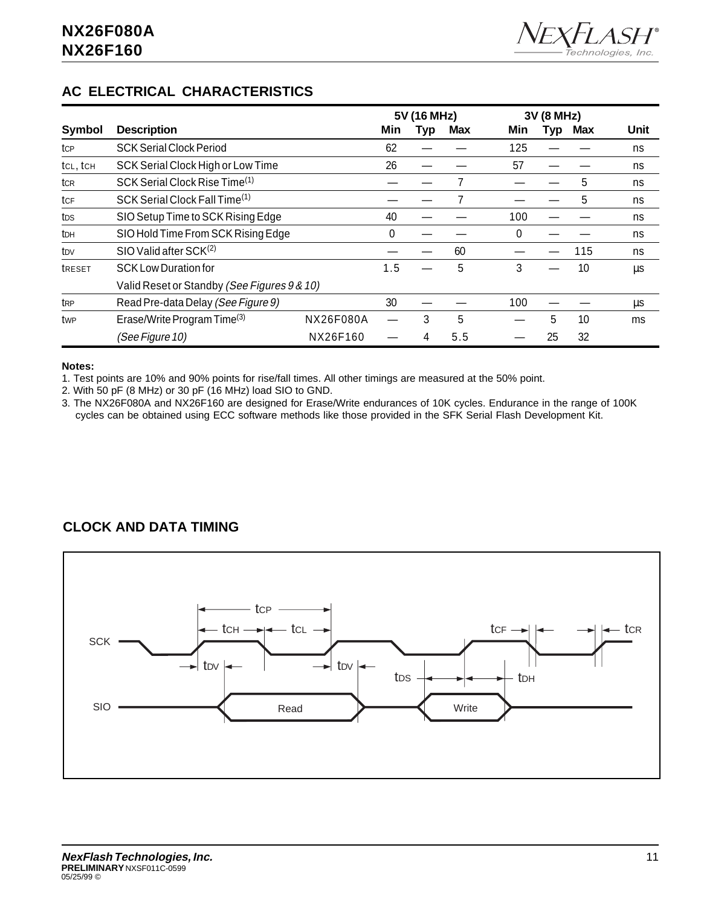## AC ELECTRICAL CHARACTERISTICS

| Symbol | Description | | 5V (16 MHz) Min | Typ | Max | 3V (8 MHz) Min | Typ | Max | Unit |
|---|---|---|---|---|---|---|---|---|---|
| $t_{CP}$ | SCK Serial Clock Period | | 62 | — | — | 125 | — | — | ns |
| $t_{CL}$, $t_{CH}$ | SCK Serial Clock High or Low Time | | 26 | — | — | 57 | — | — | ns |
| $t_{CR}$ | SCK Serial Clock Rise Time(1) | | — | — | 7 | — | — | 5 | ns |
| $t_{CF}$ | SCK Serial Clock Fall Time(1) | | — | — | 7 | — | — | 5 | ns |
| $t_{DS}$ | SIO Setup Time to SCK Rising Edge | | 40 | — | — | 100 | — | — | ns |
| $t_{DH}$ | SIO Hold Time From SCK Rising Edge | | 0 | — | — | 0 | — | — | ns |
| $t_{DV}$ | SIO Valid after SCK(2) | | — | — | 60 | — | — | 115 | ns |
| $t_{RESET}$ | SCK Low Duration for Valid Reset or Standby *(See Figures 9 & 10)* | | 1.5 | — | 5 | 3 | — | 10 | µs |
| $t_{RP}$ | Read Pre-data Delay *(See Figure 9)* | | 30 | — | — | 100 | — | — | µs |
| $t_{WP}$ | Erase/Write Program Time(3) | NX26F080A | — | 3 | 5 | — | 5 | 10 | ms |
| | *(See Figure 10)* | NX26F160 | — | 4 | 5.5 | — | 25 | 32 | |

**Notes:**

1. Test points are 10% and 90% points for rise/fall times. All other timings are measured at the 50% point.
2. With 50 pF (8 MHz) or 30 pF (16 MHz) load SIO to GND.
3. The NX26F080A and NX26F160 are designed for Erase/Write endurances of 10K cycles. Endurance in the range of 100K cycles can be obtained using ECC software methods like those provided in the SFK Serial Flash Development Kit.

## CLOCK AND DATA TIMING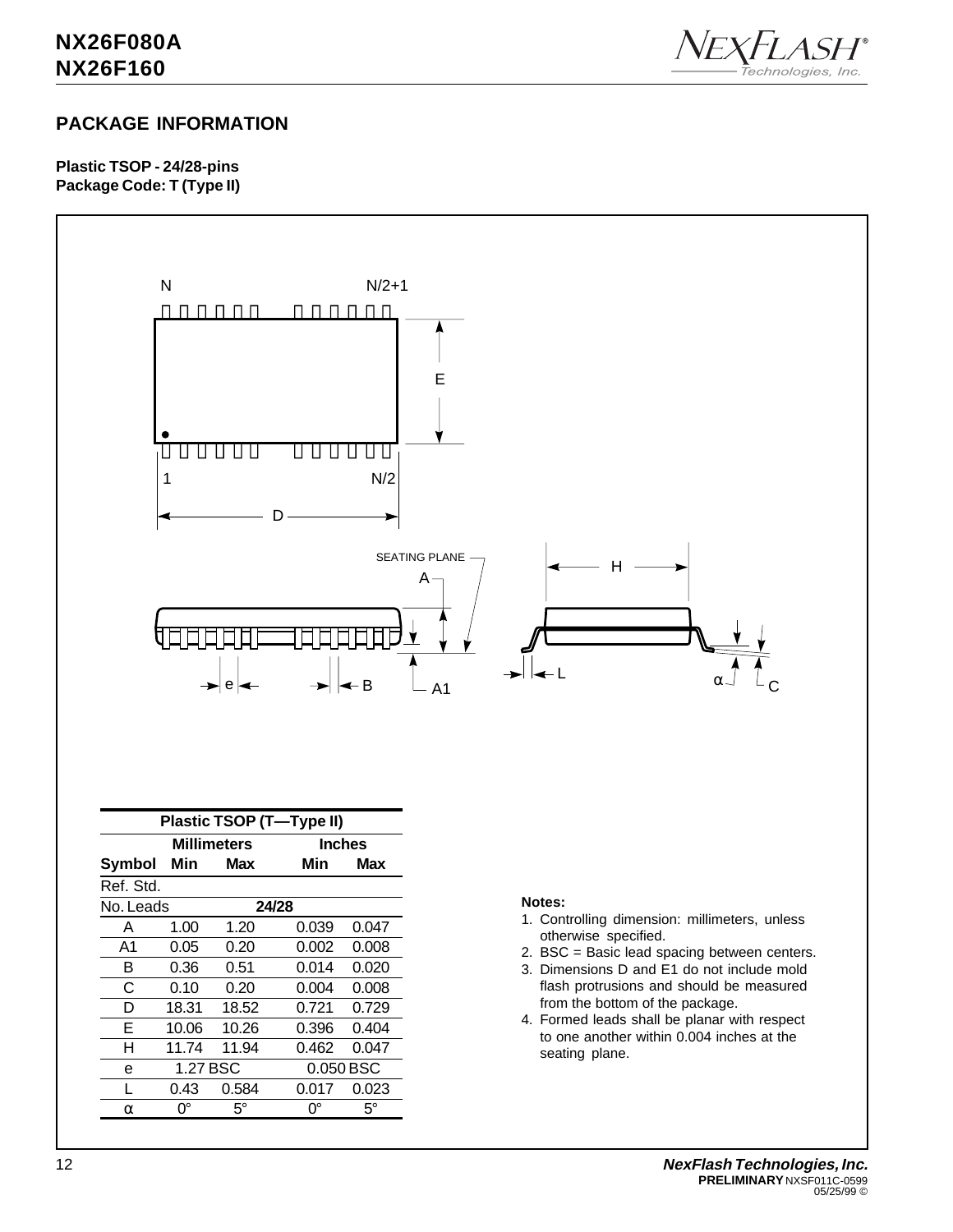## PACKAGE INFORMATION

**Plastic TSOP - 24/28-pins**
**Package Code: T (Type II)**

| Plastic TSOP (T—Type II) | | | | |
|---|---|---|---|---|
| | Millimeters | | Inches | |
| **Symbol** | **Min** | **Max** | **Min** | **Max** |
| Ref. Std. | | | | |
| No. Leads | | 24/28 | | |
| A | 1.00 | 1.20 | 0.039 | 0.047 |
| A1 | 0.05 | 0.20 | 0.002 | 0.008 |
| B | 0.36 | 0.51 | 0.014 | 0.020 |
| C | 0.10 | 0.20 | 0.004 | 0.008 |
| D | 18.31 | 18.52 | 0.721 | 0.729 |
| E | 10.06 | 10.26 | 0.396 | 0.404 |
| H | 11.74 | 11.94 | 0.462 | 0.047 |
| e | 1.27 BSC | | 0.050 BSC | |
| L | 0.43 | 0.584 | 0.017 | 0.023 |
| α | 0° | 5° | 0° | 5° |

**Notes:**

1. Controlling dimension: millimeters, unless otherwise specified.
2. BSC = Basic lead spacing between centers.
3. Dimensions D and E1 do not include mold flash protrusions and should be measured from the bottom of the package.
4. Formed leads shall be planar with respect to one another within 0.004 inches at the seating plane.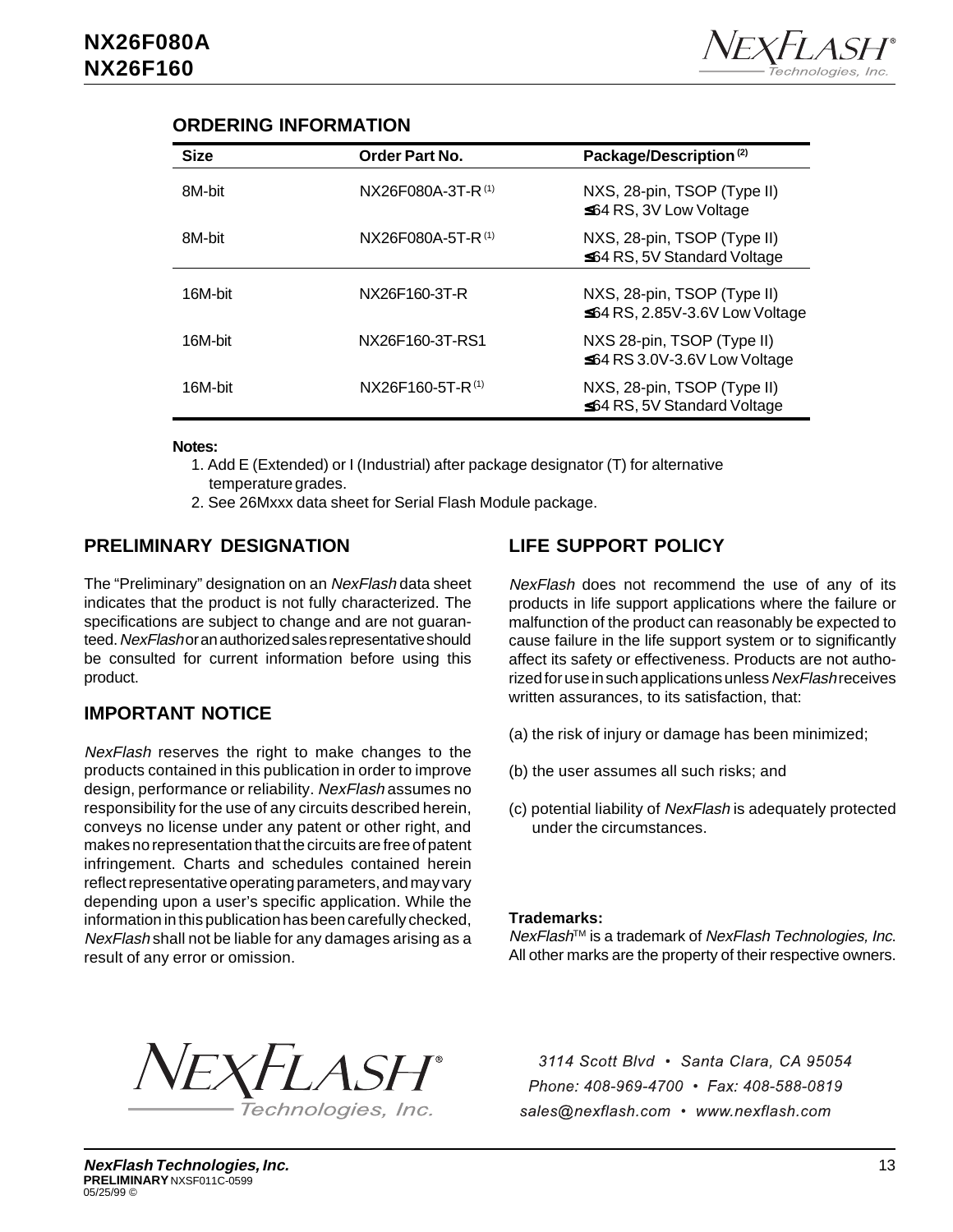## ORDERING INFORMATION

| Size | Order Part No. | Package/Description [2] |
|---|---|---|
| 8M-bit | NX26F080A-3T-R [1] | NXS, 28-pin, TSOP (Type II) ≤64 RS, 3V Low Voltage |
| 8M-bit | NX26F080A-5T-R [1] | NXS, 28-pin, TSOP (Type II) ≤64 RS, 5V Standard Voltage |
| 16M-bit | NX26F160-3T-R | NXS, 28-pin, TSOP (Type II) ≤64 RS, 2.85V-3.6V Low Voltage |
| 16M-bit | NX26F160-3T-RS1 | NXS 28-pin, TSOP (Type II) ≤64 RS 3.0V-3.6V Low Voltage |
| 16M-bit | NX26F160-5T-R [1] | NXS, 28-pin, TSOP (Type II) ≤64 RS, 5V Standard Voltage |

**Notes:**

1. Add E (Extended) or I (Industrial) after package designator (T) for alternative temperature grades.
2. See 26Mxxx data sheet for Serial Flash Module package.

## PRELIMINARY DESIGNATION

The "Preliminary" designation on an *NexFlash* data sheet indicates that the product is not fully characterized. The specifications are subject to change and are not guaranteed. *NexFlash* or an authorized sales representative should be consulted for current information before using this product.

## IMPORTANT NOTICE

*NexFlash* reserves the right to make changes to the products contained in this publication in order to improve design, performance or reliability. *NexFlash* assumes no responsibility for the use of any circuits described herein, conveys no license under any patent or other right, and makes no representation that the circuits are free of patent infringement. Charts and schedules contained herein reflect representative operating parameters, and may vary depending upon a user's specific application. While the information in this publication has been carefully checked, *NexFlash* shall not be liable for any damages arising as a result of any error or omission.

## LIFE SUPPORT POLICY

*NexFlash* does not recommend the use of any of its products in life support applications where the failure or malfunction of the product can reasonably be expected to cause failure in the life support system or to significantly affect its safety or effectiveness. Products are not authorized for use in such applications unless *NexFlash* receives written assurances, to its satisfaction, that:

(a) the risk of injury or damage has been minimized;

(b) the user assumes all such risks; and

(c) potential liability of *NexFlash* is adequately protected under the circumstances.

**Trademarks:**
*NexFlash*™ is a trademark of *NexFlash Technologies, Inc*. All other marks are the property of their respective owners.

NEXFLASH® Technologies, Inc.

*3114 Scott Blvd • Santa Clara, CA 95054*
*Phone: 408-969-4700 • Fax: 408-588-0819*
*sales@nexflash.com • www.nexflash.com*